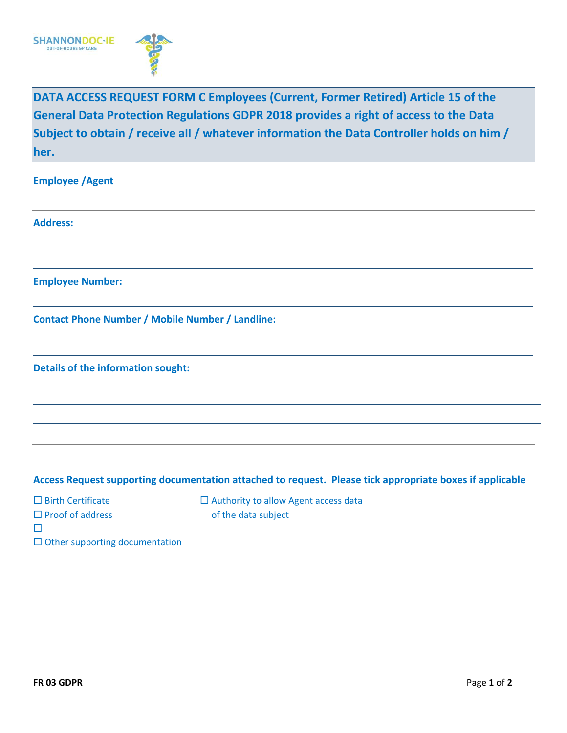SHANNONDOC·IE
OUT-OF-HOURS GP CARE

## DATA ACCESS REQUEST FORM C Employees (Current, Former Retired) Article 15 of the General Data Protection Regulations GDPR 2018 provides a right of access to the Data Subject to obtain / receive all / whatever information the Data Controller holds on him / her.

**Employee /Agent**

**Address:**

**Employee Number:**

**Contact Phone Number / Mobile Number / Landline:**

**Details of the information sought:**

**Access Request supporting documentation attached to request. Please tick appropriate boxes if applicable**

☐ Birth Certificate
☐ Proof of address
☐
☐ Other supporting documentation
☐ Authority to allow Agent access data of the data subject

FR 03 GDPR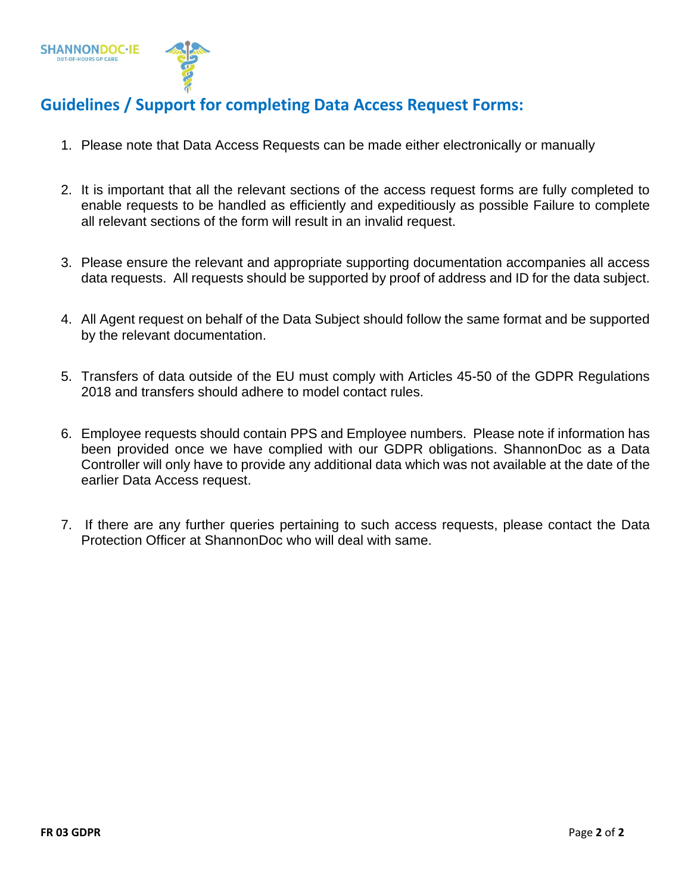## Guidelines / Support for completing Data Access Request Forms:

1. Please note that Data Access Requests can be made either electronically or manually

2. It is important that all the relevant sections of the access request forms are fully completed to enable requests to be handled as efficiently and expeditiously as possible Failure to complete all relevant sections of the form will result in an invalid request.

3. Please ensure the relevant and appropriate supporting documentation accompanies all access data requests. All requests should be supported by proof of address and ID for the data subject.

4. All Agent request on behalf of the Data Subject should follow the same format and be supported by the relevant documentation.

5. Transfers of data outside of the EU must comply with Articles 45-50 of the GDPR Regulations 2018 and transfers should adhere to model contact rules.

6. Employee requests should contain PPS and Employee numbers. Please note if information has been provided once we have complied with our GDPR obligations. ShannonDoc as a Data Controller will only have to provide any additional data which was not available at the date of the earlier Data Access request.

7. If there are any further queries pertaining to such access requests, please contact the Data Protection Officer at ShannonDoc who will deal with same.